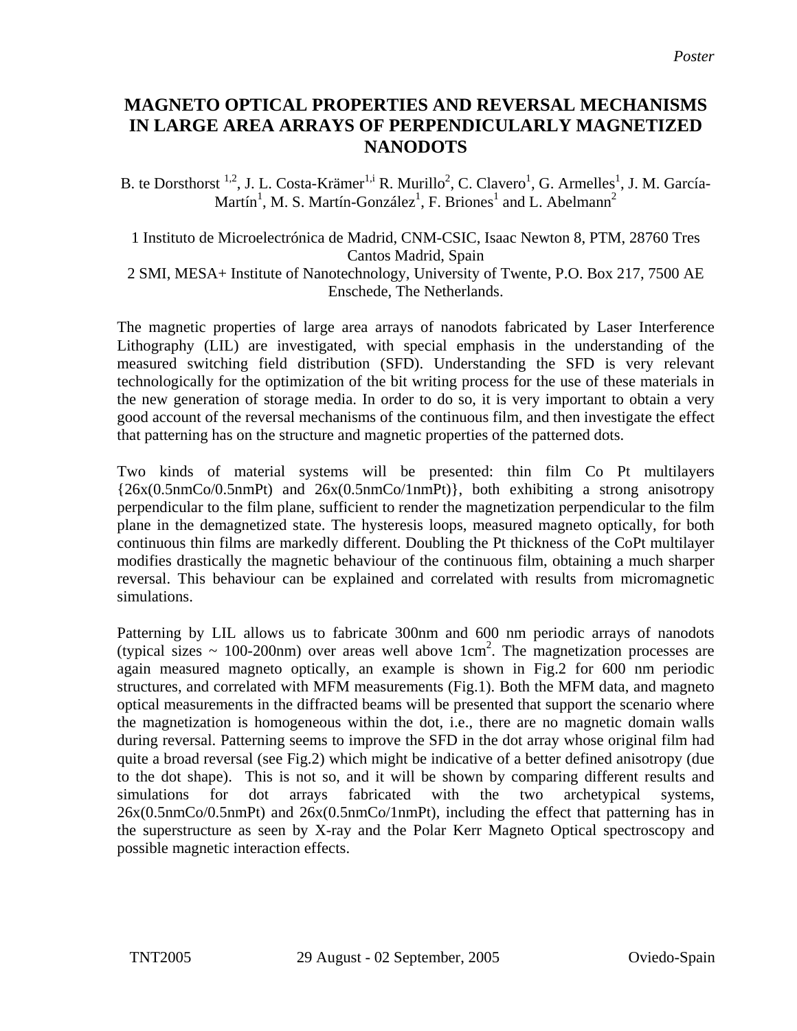*Poster*

# MAGNETO OPTICAL PROPERTIES AND REVERSAL MECHANISMS IN LARGE AREA ARRAYS OF PERPENDICULARLY MAGNETIZED NANODOTS

B. te Dorsthorst [1,2], J. L. Costa-Krämer[1,i] R. Murillo[2], C. Clavero[1], G. Armelles[1], J. M. García-Martín[1], M. S. Martín-González[1], F. Briones[1] and L. Abelmann[2]

1 Instituto de Microelectrónica de Madrid, CNM-CSIC, Isaac Newton 8, PTM, 28760 Tres Cantos Madrid, Spain
2 SMI, MESA+ Institute of Nanotechnology, University of Twente, P.O. Box 217, 7500 AE Enschede, The Netherlands.

The magnetic properties of large area arrays of nanodots fabricated by Laser Interference Lithography (LIL) are investigated, with special emphasis in the understanding of the measured switching field distribution (SFD). Understanding the SFD is very relevant technologically for the optimization of the bit writing process for the use of these materials in the new generation of storage media. In order to do so, it is very important to obtain a very good account of the reversal mechanisms of the continuous film, and then investigate the effect that patterning has on the structure and magnetic properties of the patterned dots.

Two kinds of material systems will be presented: thin film Co Pt multilayers {26x(0.5nmCo/0.5nmPt) and 26x(0.5nmCo/1nmPt)}, both exhibiting a strong anisotropy perpendicular to the film plane, sufficient to render the magnetization perpendicular to the film plane in the demagnetized state. The hysteresis loops, measured magneto optically, for both continuous thin films are markedly different. Doubling the Pt thickness of the CoPt multilayer modifies drastically the magnetic behaviour of the continuous film, obtaining a much sharper reversal. This behaviour can be explained and correlated with results from micromagnetic simulations.

Patterning by LIL allows us to fabricate 300nm and 600 nm periodic arrays of nanodots (typical sizes ~ 100-200nm) over areas well above 1cm$^2$. The magnetization processes are again measured magneto optically, an example is shown in Fig.2 for 600 nm periodic structures, and correlated with MFM measurements (Fig.1). Both the MFM data, and magneto optical measurements in the diffracted beams will be presented that support the scenario where the magnetization is homogeneous within the dot, i.e., there are no magnetic domain walls during reversal. Patterning seems to improve the SFD in the dot array whose original film had quite a broad reversal (see Fig.2) which might be indicative of a better defined anisotropy (due to the dot shape). This is not so, and it will be shown by comparing different results and simulations for dot arrays fabricated with the two archetypical systems, 26x(0.5nmCo/0.5nmPt) and 26x(0.5nmCo/1nmPt), including the effect that patterning has in the superstructure as seen by X-ray and the Polar Kerr Magneto Optical spectroscopy and possible magnetic interaction effects.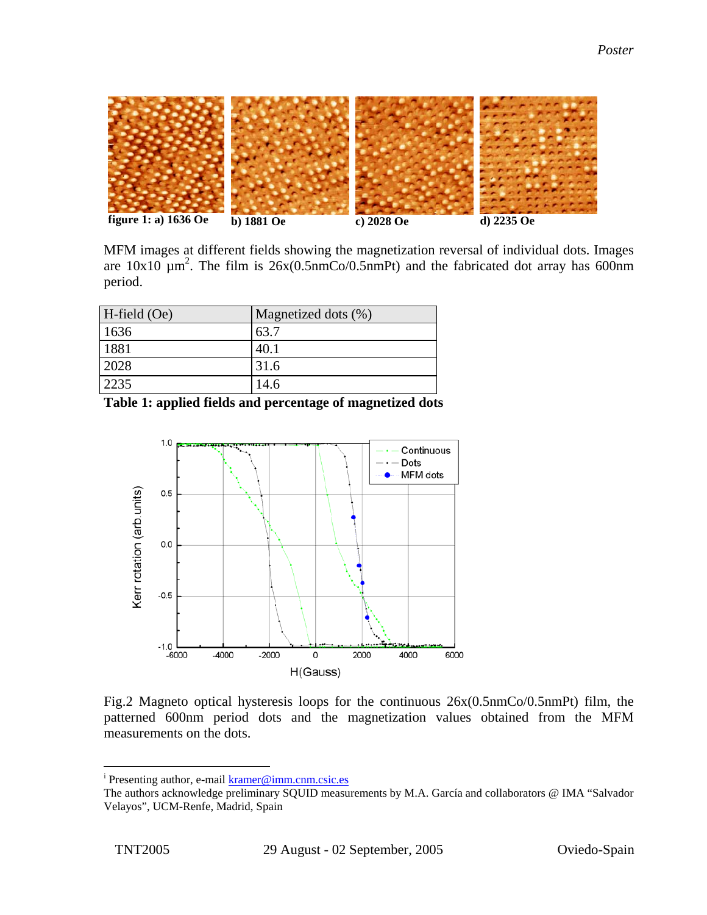figure 1: a) 1636 Oe b) 1881 Oe c) 2028 Oe d) 2235 Oe

MFM images at different fields showing the magnetization reversal of individual dots. Images are 10x10 $\mu m^2$. The film is 26x(0.5nmCo/0.5nmPt) and the fabricated dot array has 600nm period.

| H-field (Oe) | Magnetized dots (%) |
|---|---|
| 1636 | 63.7 |
| 1881 | 40.1 |
| 2028 | 31.6 |
| 2235 | 14.6 |

**Table 1: applied fields and percentage of magnetized dots**

Kerr rotation (arb.units)

1.0
0.5
0.0
-0.5
-1.0

-6000 -4000 -2000 0 2000 4000 6000

H(Gauss)

Continuous
Dots
MFM dots

Fig.2 Magneto optical hysteresis loops for the continuous 26x(0.5nmCo/0.5nmPt) film, the patterned 600nm period dots and the magnetization values obtained from the MFM measurements on the dots.

---

[i] Presenting author, e-mail kramer@imm.cnm.csic.es

The authors acknowledge preliminary SQUID measurements by M.A. García and collaborators @ IMA "Salvador Velayos", UCM-Renfe, Madrid, Spain